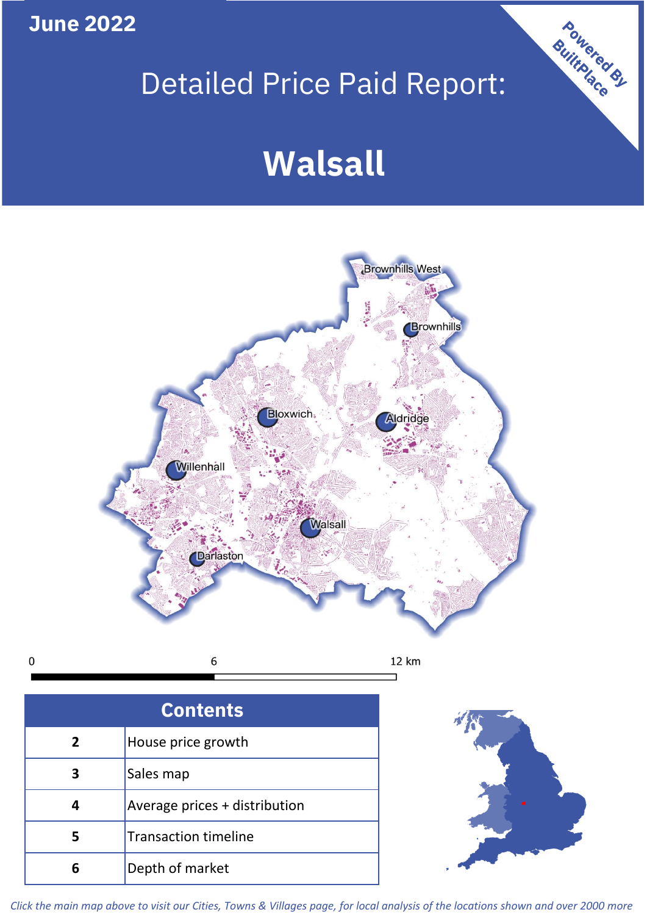June 2022

# Detailed Price Paid Report:

# Walsall

Powered By BuiltPlace

| Contents | |
|---|---|
| 2 | House price growth |
| 3 | Sales map |
| 4 | Average prices + distribution |
| 5 | Transaction timeline |
| 6 | Depth of market |

*Click the main map above to visit our Cities, Towns & Villages page, for local analysis of the locations shown and over 2000 more*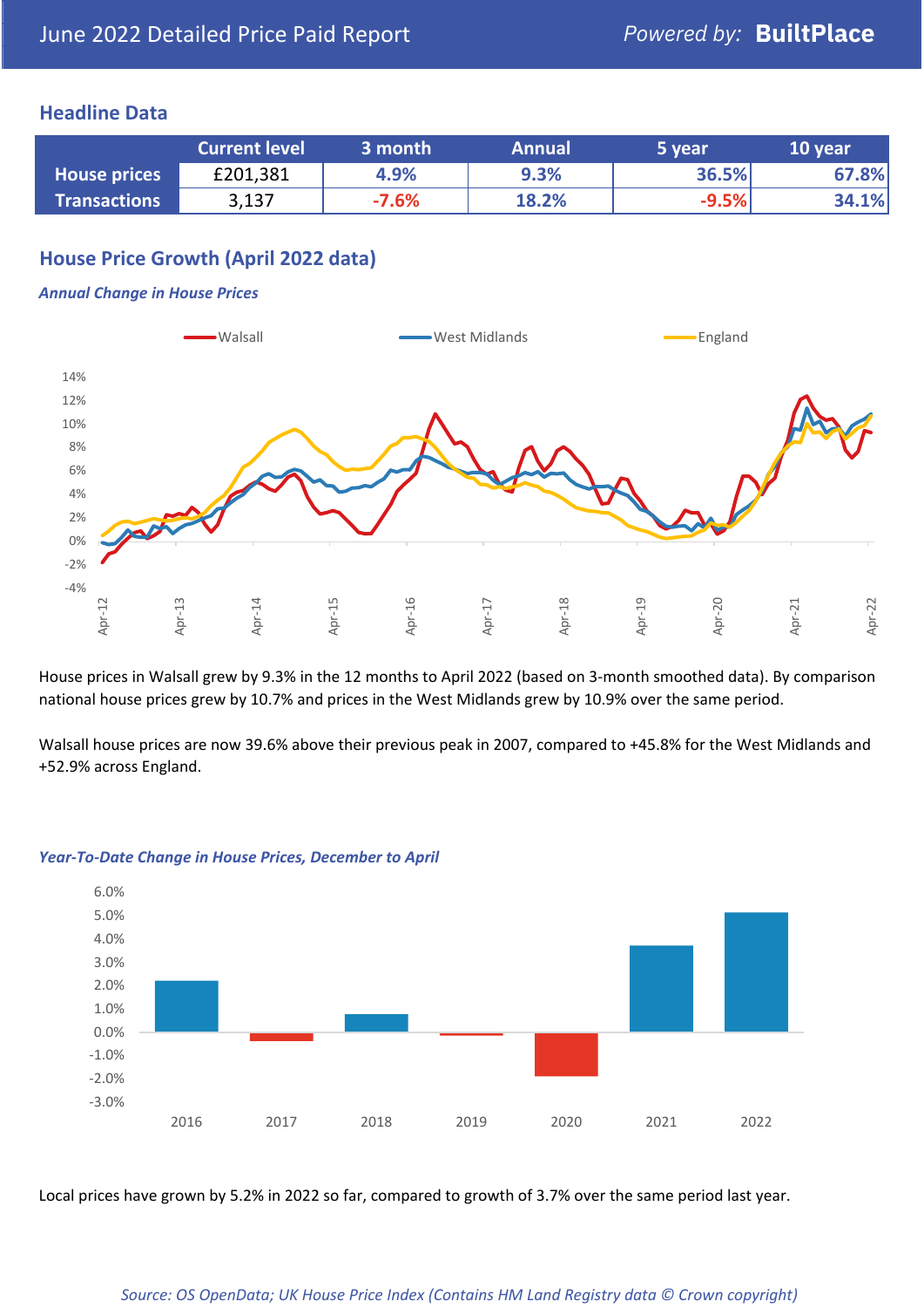June 2022 Detailed Price Paid Report

## Headline Data

| | Current level | 3 month | Annual | 5 year | 10 year |
|---|---|---|---|---|---|
| **House prices** | £201,381 | 4.9% | 9.3% | 36.5% | 67.8% |
| **Transactions** | 3,137 | -7.6% | 18.2% | -9.5% | 34.1% |

## House Price Growth (April 2022 data)

***Annual Change in House Prices***

House prices in Walsall grew by 9.3% in the 12 months to April 2022 (based on 3-month smoothed data). By comparison national house prices grew by 10.7% and prices in the West Midlands grew by 10.9% over the same period.

Walsall house prices are now 39.6% above their previous peak in 2007, compared to +45.8% for the West Midlands and +52.9% across England.

***Year-To-Date Change in House Prices, December to April***

Local prices have grown by 5.2% in 2022 so far, compared to growth of 3.7% over the same period last year.

*Source: OS OpenData; UK House Price Index (Contains HM Land Registry data © Crown copyright)*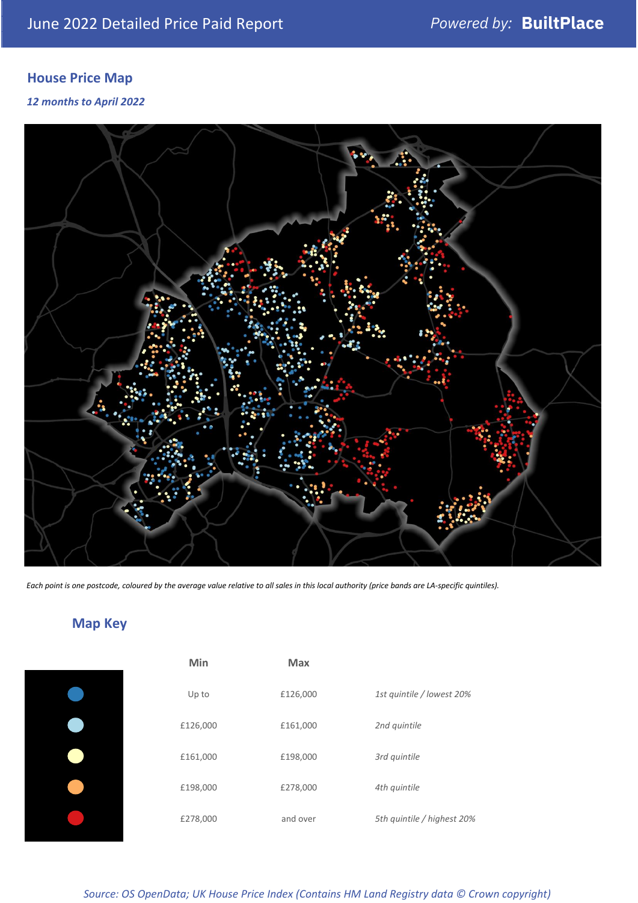## House Price Map

*12 months to April 2022*

*Each point is one postcode, coloured by the average value relative to all sales in this local authority (price bands are LA-specific quintiles).*

## Map Key

| | Min | Max | |
|---|---|---|---|
| | Up to | £126,000 | *1st quintile / lowest 20%* |
| | £126,000 | £161,000 | *2nd quintile* |
| | £161,000 | £198,000 | *3rd quintile* |
| | £198,000 | £278,000 | *4th quintile* |
| | £278,000 | and over | *5th quintile / highest 20%* |

*Source: OS OpenData; UK House Price Index (Contains HM Land Registry data © Crown copyright)*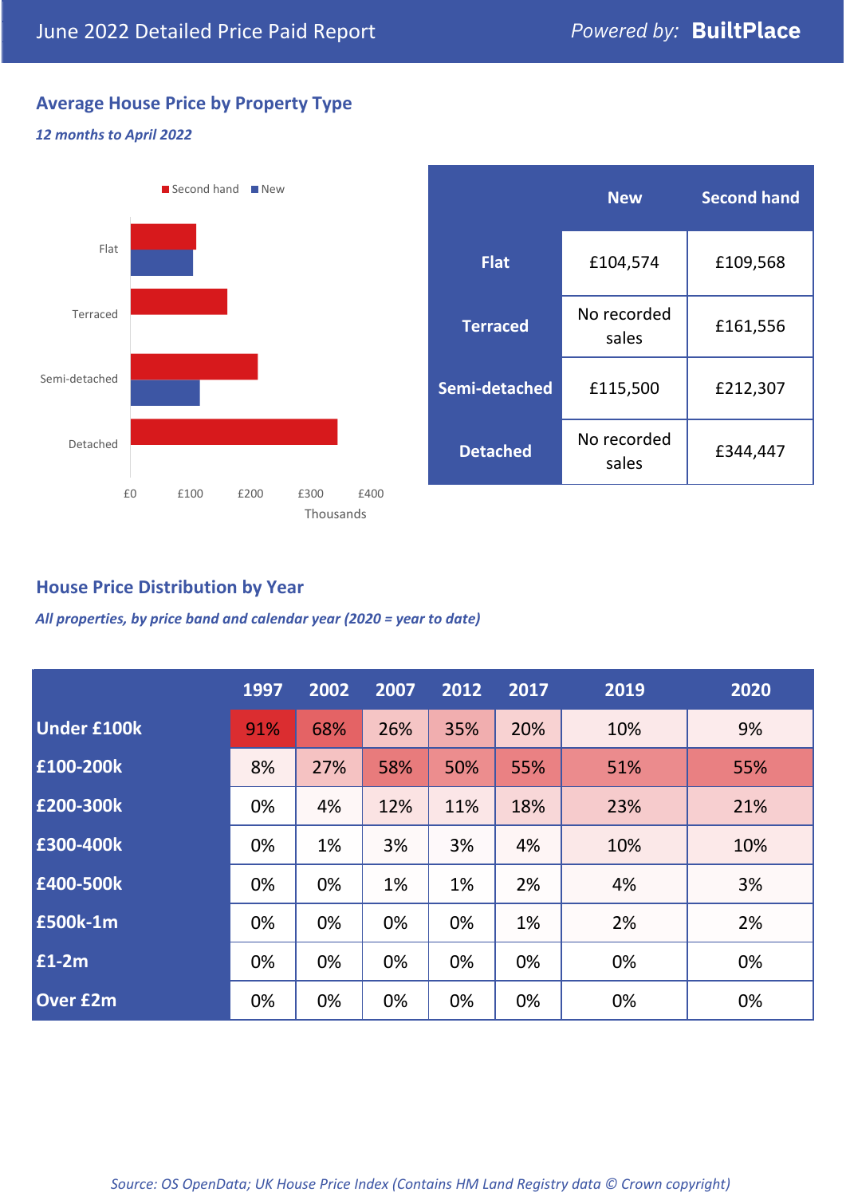June 2022 Detailed Price Paid Report

Powered by: **BuiltPlace**

## Average House Price by Property Type

*12 months to April 2022*

|  | New | Second hand |
|---|---|---|
| **Flat** | £104,574 | £109,568 |
| **Terraced** | No recorded sales | £161,556 |
| **Semi-detached** | £115,500 | £212,307 |
| **Detached** | No recorded sales | £344,447 |

## House Price Distribution by Year

*All properties, by price band and calendar year (2020 = year to date)*

|  | 1997 | 2002 | 2007 | 2012 | 2017 | 2019 | 2020 |
|---|---|---|---|---|---|---|---|
| **Under £100k** | 91% | 68% | 26% | 35% | 20% | 10% | 9% |
| **£100-200k** | 8% | 27% | 58% | 50% | 55% | 51% | 55% |
| **£200-300k** | 0% | 4% | 12% | 11% | 18% | 23% | 21% |
| **£300-400k** | 0% | 1% | 3% | 3% | 4% | 10% | 10% |
| **£400-500k** | 0% | 0% | 1% | 1% | 2% | 4% | 3% |
| **£500k-1m** | 0% | 0% | 0% | 0% | 1% | 2% | 2% |
| **£1-2m** | 0% | 0% | 0% | 0% | 0% | 0% | 0% |
| **Over £2m** | 0% | 0% | 0% | 0% | 0% | 0% | 0% |

*Source: OS OpenData; UK House Price Index (Contains HM Land Registry data © Crown copyright)*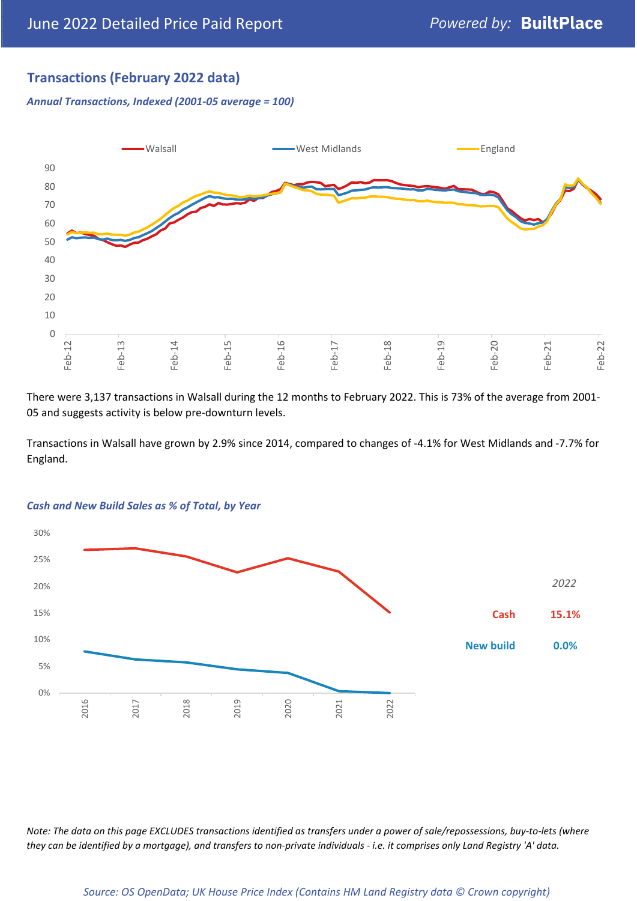## Transactions (February 2022 data)

*Annual Transactions, Indexed (2001-05 average = 100)*

There were 3,137 transactions in Walsall during the 12 months to February 2022. This is 73% of the average from 2001-05 and suggests activity is below pre-downturn levels.

Transactions in Walsall have grown by 2.9% since 2014, compared to changes of -4.1% for West Midlands and -7.7% for England.

*Cash and New Build Sales as % of Total, by Year*

| 2022 | |
|---|---|
| Cash | 15.1% |
| New build | 0.0% |

*Note: The data on this page EXCLUDES transactions identified as transfers under a power of sale/repossessions, buy-to-lets (where they can be identified by a mortgage), and transfers to non-private individuals - i.e. it comprises only Land Registry 'A' data.*

*Source: OS OpenData; UK House Price Index (Contains HM Land Registry data © Crown copyright)*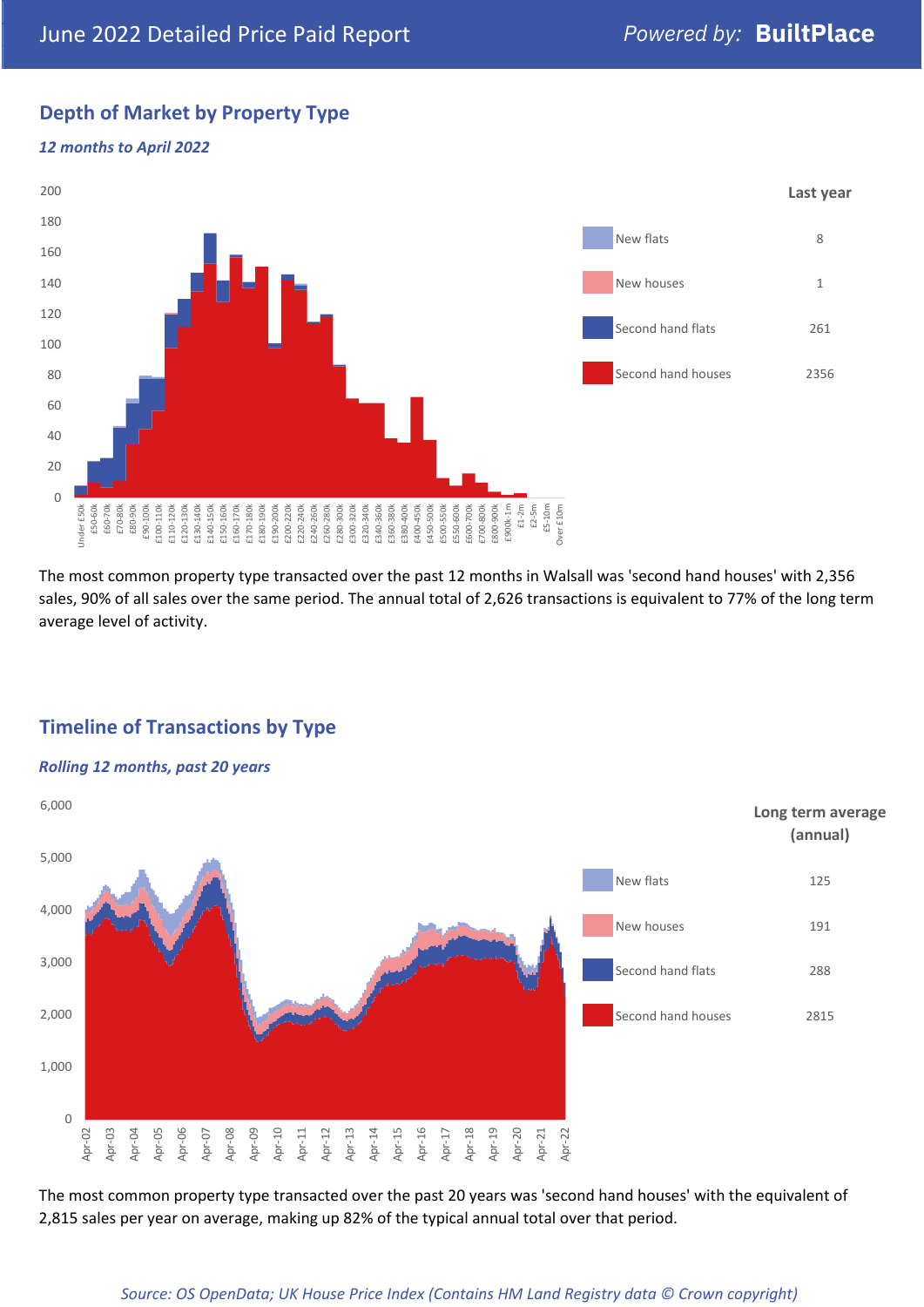June 2022 Detailed Price Paid Report

Powered by: **BuiltPlace**

## Depth of Market by Property Type

*12 months to April 2022*

200
180
160
140
120
100
80
60
40
20
0

Under £50k, £50-60k, £60-70k, £70-80k, £80-90k, £90-100k, £100-110k, £110-120k, £120-130k, £130-140k, £140-150k, £150-160k, £160-170k, £170-180k, £180-190k, £190-200k, £200-220k, £220-240k, £240-260k, £260-280k, £280-300k, £300-320k, £320-340k, £340-360k, £360-380k, £380-400k, £400-450k, £450-500k, £500-550k, £550-600k, £600-700k, £700-800k, £800-900k, £900k-1m, £1-2m, £2-5m, £5-10m, Over £10m

Last year

New flats 8

New houses 1

Second hand flats 261

Second hand houses 2356

The most common property type transacted over the past 12 months in Walsall was 'second hand houses' with 2,356 sales, 90% of all sales over the same period. The annual total of 2,626 transactions is equivalent to 77% of the long term average level of activity.

## Timeline of Transactions by Type

*Rolling 12 months, past 20 years*

6,000
5,000
4,000
3,000
2,000
1,000
0

Apr-02, Apr-03, Apr-04, Apr-05, Apr-06, Apr-07, Apr-08, Apr-09, Apr-10, Apr-11, Apr-12, Apr-13, Apr-14, Apr-15, Apr-16, Apr-17, Apr-18, Apr-19, Apr-20, Apr-21, Apr-22

Long term average (annual)

New flats 125

New houses 191

Second hand flats 288

Second hand houses 2815

The most common property type transacted over the past 20 years was 'second hand houses' with the equivalent of 2,815 sales per year on average, making up 82% of the typical annual total over that period.

*Source: OS OpenData; UK House Price Index (Contains HM Land Registry data © Crown copyright)*